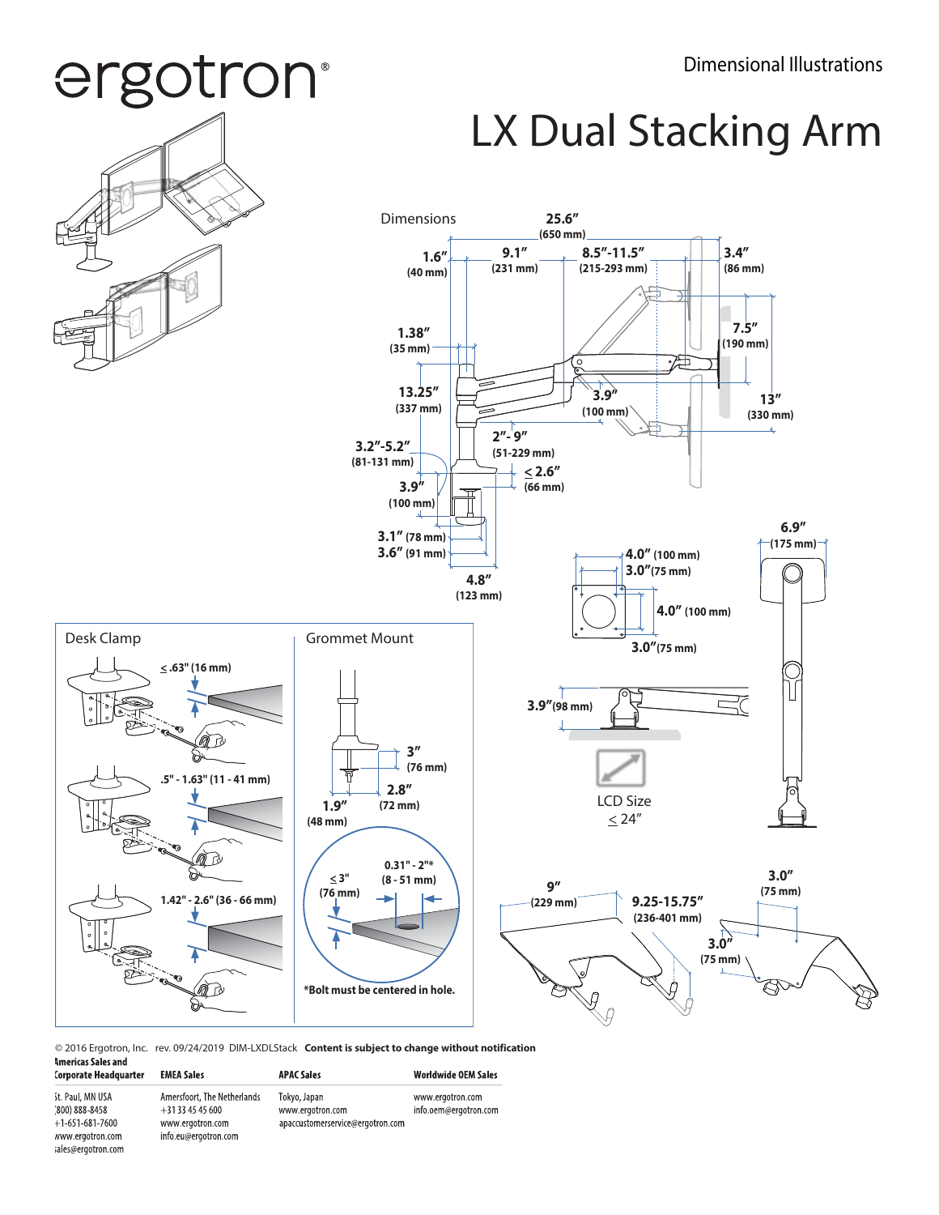ergotron®

Dimensional Illustrations

# LX Dual Stacking Arm

## Dimensions

25.6″ (650 mm)

1.6″ (40 mm)

9.1″ (231 mm)

8.5″-11.5″ (215-293 mm)

3.4″ (86 mm)

1.38″ (35 mm)

7.5″ (190 mm)

13.25″ (337 mm)

3.9″ (100 mm)

13″ (330 mm)

2″- 9″ (51-229 mm)

3.2″-5.2″ (81-131 mm)

≤ 2.6″ (66 mm)

3.9″ (100 mm)

3.1″ (78 mm)

3.6″ (91 mm)

4.8″ (123 mm)

6.9″ (175 mm)

4.0″ (100 mm)

3.0″ (75 mm)

4.0″ (100 mm)

3.0″ (75 mm)

3.9″ (98 mm)

LCD Size ≤ 24″

## Desk Clamp

≤ .63" (16 mm)

.5" - 1.63" (11 - 41 mm)

1.42" - 2.6" (36 - 66 mm)

## Grommet Mount

3″ (76 mm)

2.8″ (72 mm)

1.9″ (48 mm)

≤ 3" (76 mm)

0.31" - 2"* (8 - 51 mm)

*Bolt must be centered in hole.

9″ (229 mm)

9.25-15.75″ (236-401 mm)

3.0″ (75 mm)

3.0″ (75 mm)

© 2016 Ergotron, Inc. rev. 09/24/2019 DIM-LXDLStack **Content is subject to change without notification**

| Americas Sales and Corporate Headquarter | EMEA Sales | APAC Sales | Worldwide OEM Sales |
|---|---|---|---|
| St. Paul, MN USA<br>(800) 888-8458<br>+1-651-681-7600<br>www.ergotron.com<br>sales@ergotron.com | Amersfoort, The Netherlands<br>+31 33 45 45 600<br>www.ergotron.com<br>info.eu@ergotron.com | Tokyo, Japan<br>www.ergotron.com<br>apaccustomerservice@ergotron.com | www.ergotron.com<br>info.oem@ergotron.com |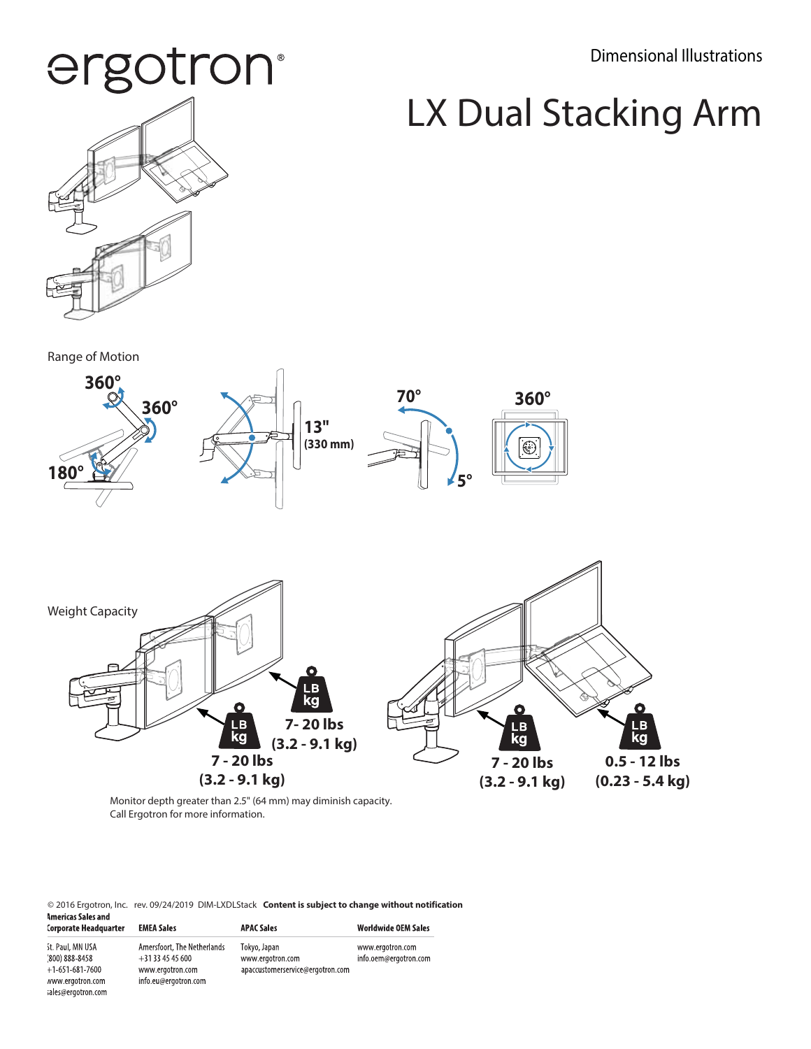ergotron®

Dimensional Illustrations

# LX Dual Stacking Arm

## Range of Motion

360°
360°
180°

13"
(330 mm)

70°
5°

360°

## Weight Capacity

7 - 20 lbs
(3.2 - 9.1 kg)

7- 20 lbs
(3.2 - 9.1 kg)

7 - 20 lbs
(3.2 - 9.1 kg)

0.5 - 12 lbs
(0.23 - 5.4 kg)

Monitor depth greater than 2.5" (64 mm) may diminish capacity.
Call Ergotron for more information.

© 2016 Ergotron, Inc. rev. 09/24/2019 DIM-LXDLStack **Content is subject to change without notification**

| Americas Sales and Corporate Headquarter | EMEA Sales | APAC Sales | Worldwide OEM Sales |
| --- | --- | --- | --- |
| St. Paul, MN USA<br>(800) 888-8458<br>+1-651-681-7600<br>www.ergotron.com<br>sales@ergotron.com | Amersfoort, The Netherlands<br>+31 33 45 45 600<br>www.ergotron.com<br>info.eu@ergotron.com | Tokyo, Japan<br>www.ergotron.com<br>apaccustomerservice@ergotron.com | www.ergotron.com<br>info.oem@ergotron.com |